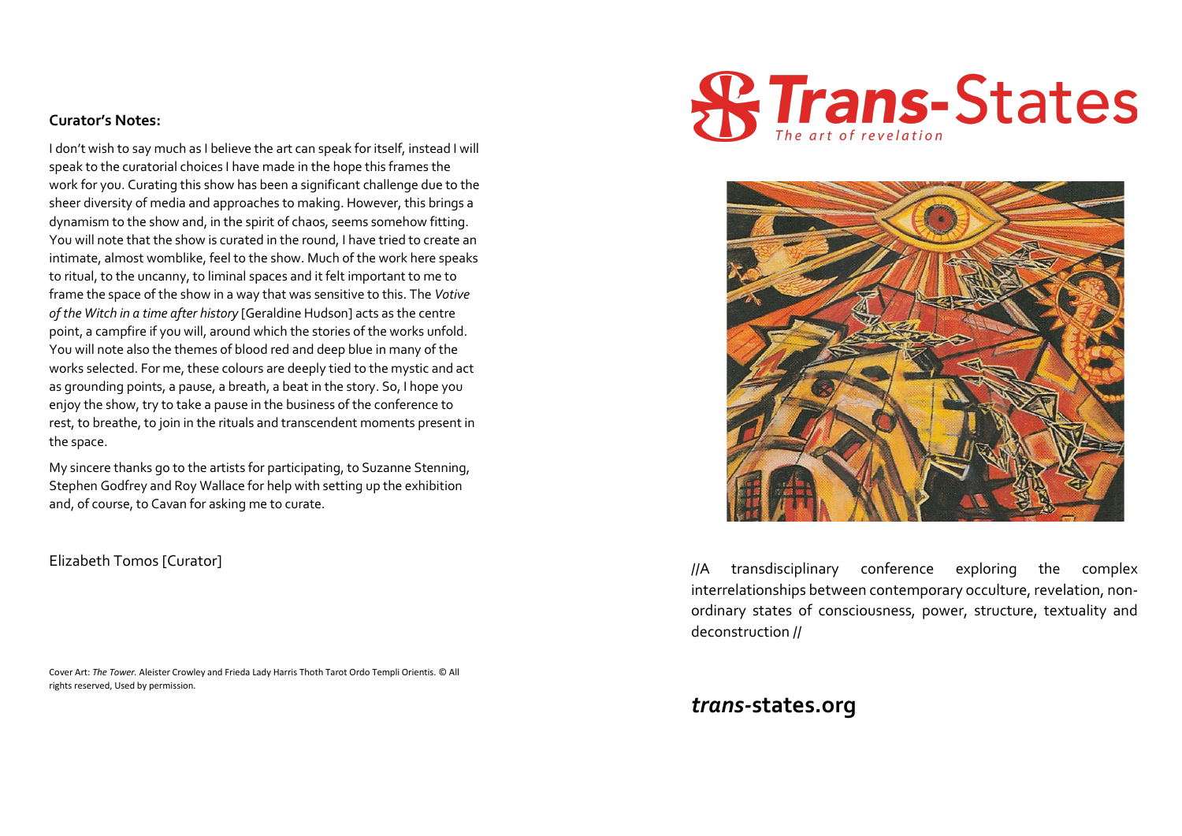**Curator's Notes:**

I don't wish to say much as I believe the art can speak for itself, instead I will speak to the curatorial choices I have made in the hope this frames the work for you. Curating this show has been a significant challenge due to the sheer diversity of media and approaches to making. However, this brings a dynamism to the show and, in the spirit of chaos, seems somehow fitting. You will note that the show is curated in the round, I have tried to create an intimate, almost womblike, feel to the show. Much of the work here speaks to ritual, to the uncanny, to liminal spaces and it felt important to me to frame the space of the show in a way that was sensitive to this. The *Votive of the Witch in a time after history* [Geraldine Hudson] acts as the centre point, a campfire if you will, around which the stories of the works unfold. You will note also the themes of blood red and deep blue in many of the works selected. For me, these colours are deeply tied to the mystic and act as grounding points, a pause, a breath, a beat in the story. So, I hope you enjoy the show, try to take a pause in the business of the conference to rest, to breathe, to join in the rituals and transcendent moments present in the space.

My sincere thanks go to the artists for participating, to Suzanne Stenning, Stephen Godfrey and Roy Wallace for help with setting up the exhibition and, of course, to Cavan for asking me to curate.

Elizabeth Tomos [Curator]

Cover Art: *The Tower.* Aleister Crowley and Frieda Lady Harris Thoth Tarot Ordo Templi Orientis. © All rights reserved, Used by permission.

# ***Trans***-States

*The art of revelation*

//A transdisciplinary conference exploring the complex interrelationships between contemporary occulture, revelation, non-ordinary states of consciousness, power, structure, textuality and deconstruction //

***trans*-states.org**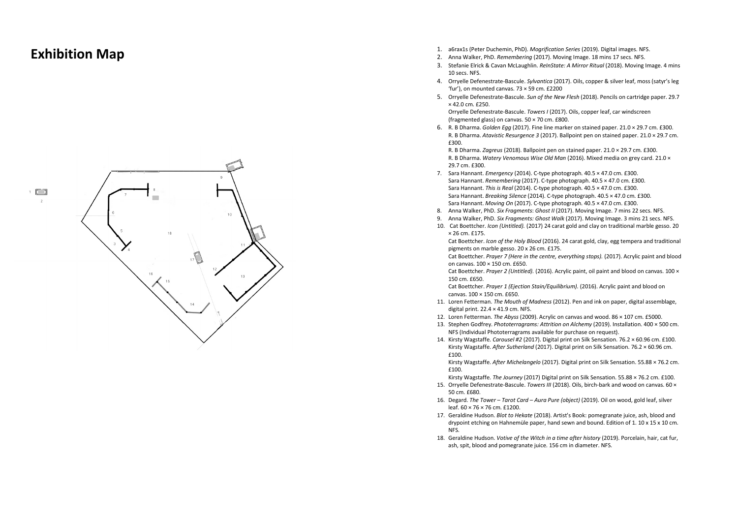# Exhibition Map

1
2
3
4
5
6
7
8
9
10
11
12
13
14
15
16
17
18

1. a6rax1s (Peter Duchemin, PhD). *Mogrification Series* (2019). Digital images. NFS.
2. Anna Walker, PhD. *Remembering* (2017). Moving Image. 18 mins 17 secs. NFS.
3. Stefanie Elrick & Cavan McLaughlin. *ReInState: A Mirror Ritual* (2018). Moving Image. 4 mins 10 secs. NFS.
4. Orryelle Defenestrate-Bascule. *Sylvantica* (2017). Oils, copper & silver leaf, moss (satyr's leg 'fur'), on mounted canvas. 73 × 59 cm. £2200
5. Orryelle Defenestrate-Bascule. *Sun of the New Flesh* (2018). Pencils on cartridge paper. 29.7 × 42.0 cm. £250.
   Orryelle Defenestrate-Bascule. *Towers I* (2017). Oils, copper leaf, car windscreen (fragmented glass) on canvas. 50 × 70 cm. £800.
6. R. B Dharma. *Golden Egg* (2017). Fine line marker on stained paper. 21.0 × 29.7 cm. £300.
   R. B Dharma. *Atavistic Resurgence 3* (2017). Ballpoint pen on stained paper. 21.0 × 29.7 cm. £300.
   R. B Dharma. *Zagreus* (2018). Ballpoint pen on stained paper. 21.0 × 29.7 cm. £300.
   R. B Dharma. *Watery Venomous Wise Old Man* (2016). Mixed media on grey card. 21.0 × 29.7 cm. £300.
7. Sara Hannant. *Emergency* (2014). C-type photograph. 40.5 × 47.0 cm. £300.
   Sara Hannant. *Remembering* (2017). C-type photograph. 40.5 × 47.0 cm. £300.
   Sara Hannant. *This is Real* (2014). C-type photograph. 40.5 × 47.0 cm. £300.
   Sara Hannant. *Breaking Silence* (2014). C-type photograph. 40.5 × 47.0 cm. £300.
   Sara Hannant. *Moving On* (2017). C-type photograph. 40.5 × 47.0 cm. £300.
8. Anna Walker, PhD. *Six Fragments*: *Ghost II* (2017). Moving Image. 7 mins 22 secs. NFS.
9. Anna Walker, PhD. *Six Fragments: Ghost Walk* (2017). Moving Image. 3 mins 21 secs. NFS.
10. Cat Boettcher. *Icon (Untitled).* (2017) 24 carat gold and clay on traditional marble gesso. 20 × 26 cm. £175.
    Cat Boettcher. *Icon of the Holy Blood* (2016). 24 carat gold, clay, egg tempera and traditional pigments on marble gesso. 20 x 26 cm. £175.
    Cat Boettcher. *Prayer 7 (Here in the centre, everything stops).* (2017). Acrylic paint and blood on canvas. 100 × 150 cm. £650.
    Cat Boettcher. *Prayer 2 (Untitled).* (2016). Acrylic paint, oil paint and blood on canvas. 100 × 150 cm. £650.
    Cat Boettcher. *Prayer 1 (Ejection Stain/Equilibrium).* (2016). Acrylic paint and blood on canvas. 100 × 150 cm. £650.
11. Loren Fetterman. *The Mouth of Madness* (2012). Pen and ink on paper, digital assemblage, digital print. 22.4 × 41.9 cm. NFS.
12. Loren Fetterman. *The Abyss* (2009). Acrylic on canvas and wood. 86 × 107 cm. £5000.
13. Stephen Godfrey. *Phototerragrams: Attrition on Alchemy* (2019). Installation. 400 × 500 cm. NFS (Individual Phototerragrams available for purchase on request).
14. Kirsty Wagstaffe. *Carousel #2* (2017). Digital print on Silk Sensation. 76.2 × 60.96 cm. £100.
    Kirsty Wagstaffe. *After Sutherland* (2017). Digital print on Silk Sensation. 76.2 × 60.96 cm. £100.
    Kirsty Wagstaffe. *After Michelangelo* (2017). Digital print on Silk Sensation. 55.88 × 76.2 cm. £100.
    Kirsty Wagstaffe. *The Journey* (2017) Digital print on Silk Sensation. 55.88 × 76.2 cm. £100.
15. Orryelle Defenestrate-Bascule. *Towers III* (2018). Oils, birch-bark and wood on canvas. 60 × 50 cm. £680.
16. Degard. *The Tower – Tarot Card – Aura Pure (object)* (2019). Oil on wood, gold leaf, silver leaf. 60 × 76 × 76 cm. £1200.
17. Geraldine Hudson. *Blot to Hekate* (2018). Artist's Book: pomegranate juice, ash, blood and drypoint etching on Hahnemüle paper, hand sewn and bound. Edition of 1. 10 x 15 x 10 cm. NFS.
18. Geraldine Hudson. *Votive of the Witch in a time after history* (2019). Porcelain, hair, cat fur, ash, spit, blood and pomegranate juice. 156 cm in diameter. NFS.